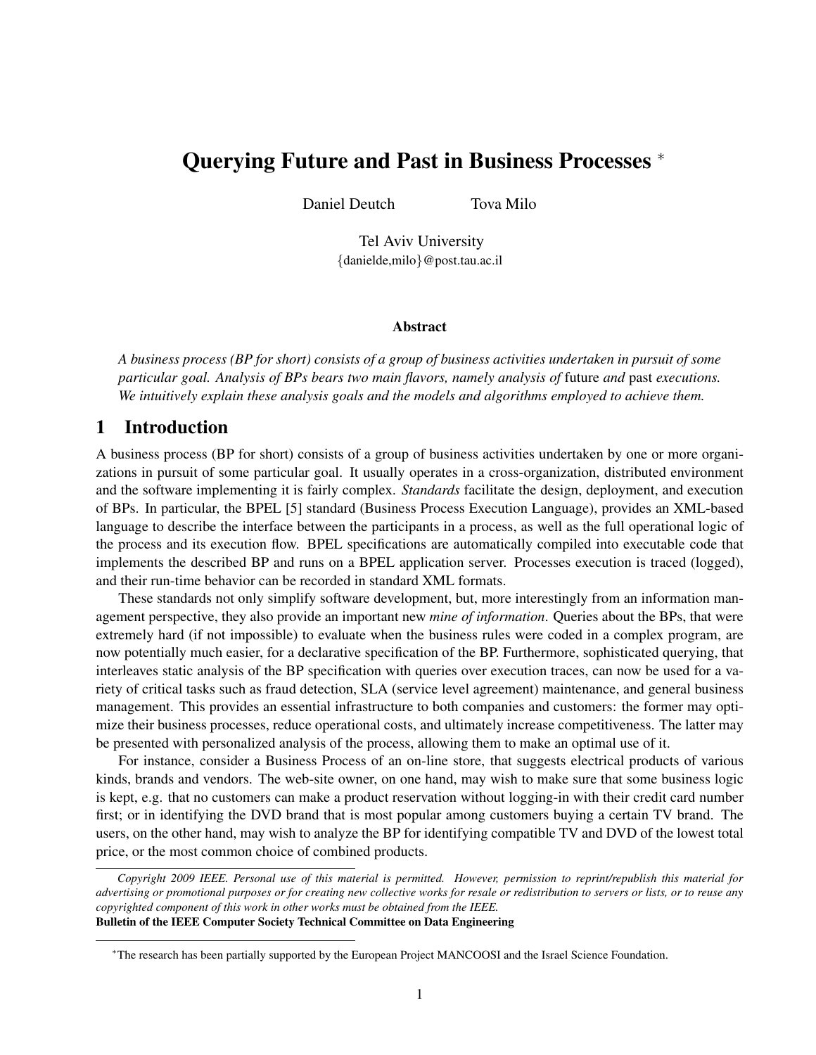# Querying Future and Past in Business Processes *

Daniel Deutch  Tova Milo

Tel Aviv University
{danielde,milo}@post.tau.ac.il

### Abstract

*A business process (BP for short) consists of a group of business activities undertaken in pursuit of some particular goal. Analysis of BPs bears two main flavors, namely analysis of* future *and* past *executions. We intuitively explain these analysis goals and the models and algorithms employed to achieve them.*

## 1 Introduction

A business process (BP for short) consists of a group of business activities undertaken by one or more organizations in pursuit of some particular goal. It usually operates in a cross-organization, distributed environment and the software implementing it is fairly complex. *Standards* facilitate the design, deployment, and execution of BPs. In particular, the BPEL [5] standard (Business Process Execution Language), provides an XML-based language to describe the interface between the participants in a process, as well as the full operational logic of the process and its execution flow. BPEL specifications are automatically compiled into executable code that implements the described BP and runs on a BPEL application server. Processes execution is traced (logged), and their run-time behavior can be recorded in standard XML formats.

These standards not only simplify software development, but, more interestingly from an information management perspective, they also provide an important new *mine of information*. Queries about the BPs, that were extremely hard (if not impossible) to evaluate when the business rules were coded in a complex program, are now potentially much easier, for a declarative specification of the BP. Furthermore, sophisticated querying, that interleaves static analysis of the BP specification with queries over execution traces, can now be used for a variety of critical tasks such as fraud detection, SLA (service level agreement) maintenance, and general business management. This provides an essential infrastructure to both companies and customers: the former may optimize their business processes, reduce operational costs, and ultimately increase competitiveness. The latter may be presented with personalized analysis of the process, allowing them to make an optimal use of it.

For instance, consider a Business Process of an on-line store, that suggests electrical products of various kinds, brands and vendors. The web-site owner, on one hand, may wish to make sure that some business logic is kept, e.g. that no customers can make a product reservation without logging-in with their credit card number first; or in identifying the DVD brand that is most popular among customers buying a certain TV brand. The users, on the other hand, may wish to analyze the BP for identifying compatible TV and DVD of the lowest total price, or the most common choice of combined products.

*Copyright 2009 IEEE. Personal use of this material is permitted. However, permission to reprint/republish this material for advertising or promotional purposes or for creating new collective works for resale or redistribution to servers or lists, or to reuse any copyrighted component of this work in other works must be obtained from the IEEE.*
**Bulletin of the IEEE Computer Society Technical Committee on Data Engineering**

*The research has been partially supported by the European Project MANCOOSI and the Israel Science Foundation.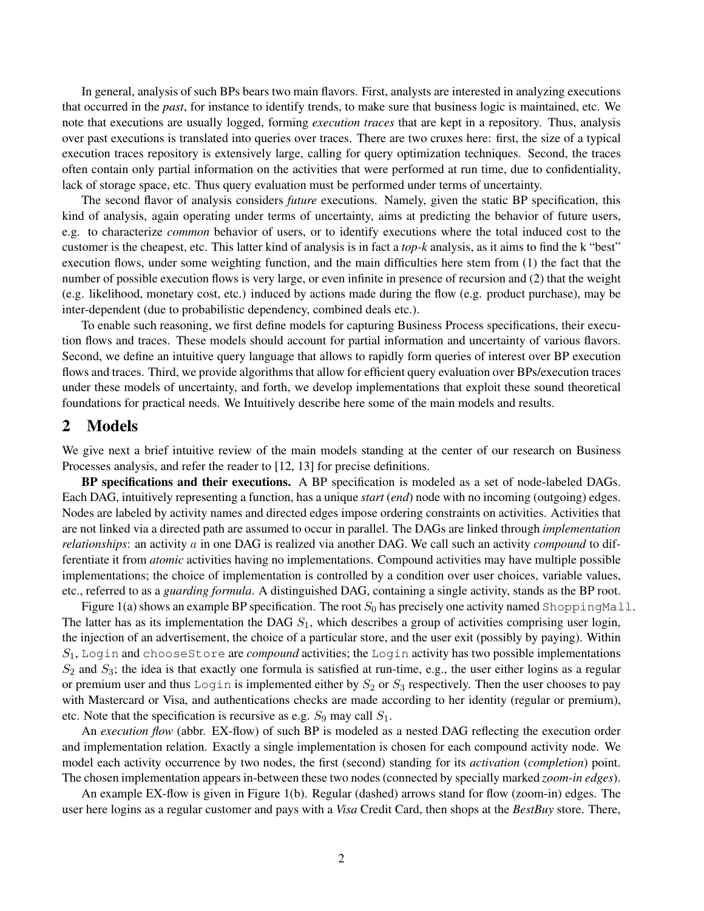In general, analysis of such BPs bears two main flavors. First, analysts are interested in analyzing executions that occurred in the *past*, for instance to identify trends, to make sure that business logic is maintained, etc. We note that executions are usually logged, forming *execution traces* that are kept in a repository. Thus, analysis over past executions is translated into queries over traces. There are two cruxes here: first, the size of a typical execution traces repository is extensively large, calling for query optimization techniques. Second, the traces often contain only partial information on the activities that were performed at run time, due to confidentiality, lack of storage space, etc. Thus query evaluation must be performed under terms of uncertainty.

The second flavor of analysis considers *future* executions. Namely, given the static BP specification, this kind of analysis, again operating under terms of uncertainty, aims at predicting the behavior of future users, e.g. to characterize *common* behavior of users, or to identify executions where the total induced cost to the customer is the cheapest, etc. This latter kind of analysis is in fact a *top-k* analysis, as it aims to find the k "best" execution flows, under some weighting function, and the main difficulties here stem from (1) the fact that the number of possible execution flows is very large, or even infinite in presence of recursion and (2) that the weight (e.g. likelihood, monetary cost, etc.) induced by actions made during the flow (e.g. product purchase), may be inter-dependent (due to probabilistic dependency, combined deals etc.).

To enable such reasoning, we first define models for capturing Business Process specifications, their execution flows and traces. These models should account for partial information and uncertainty of various flavors. Second, we define an intuitive query language that allows to rapidly form queries of interest over BP execution flows and traces. Third, we provide algorithms that allow for efficient query evaluation over BPs/execution traces under these models of uncertainty, and forth, we develop implementations that exploit these sound theoretical foundations for practical needs. We Intuitively describe here some of the main models and results.

## 2 Models

We give next a brief intuitive review of the main models standing at the center of our research on Business Processes analysis, and refer the reader to [12, 13] for precise definitions.

**BP specifications and their executions.** A BP specification is modeled as a set of node-labeled DAGs. Each DAG, intuitively representing a function, has a unique *start* (*end*) node with no incoming (outgoing) edges. Nodes are labeled by activity names and directed edges impose ordering constraints on activities. Activities that are not linked via a directed path are assumed to occur in parallel. The DAGs are linked through *implementation relationships*: an activity $a$ in one DAG is realized via another DAG. We call such an activity *compound* to differentiate it from *atomic* activities having no implementations. Compound activities may have multiple possible implementations; the choice of implementation is controlled by a condition over user choices, variable values, etc., referred to as a *guarding formula*. A distinguished DAG, containing a single activity, stands as the BP root.

Figure 1(a) shows an example BP specification. The root $S_0$ has precisely one activity named `ShoppingMall`. The latter has as its implementation the DAG $S_1$, which describes a group of activities comprising user login, the injection of an advertisement, the choice of a particular store, and the user exit (possibly by paying). Within $S_1$, `Login` and `chooseStore` are *compound* activities; the `Login` activity has two possible implementations $S_2$ and $S_3$; the idea is that exactly one formula is satisfied at run-time, e.g., the user either logins as a regular or premium user and thus `Login` is implemented either by $S_2$ or $S_3$ respectively. Then the user chooses to pay with Mastercard or Visa, and authentications checks are made according to her identity (regular or premium), etc. Note that the specification is recursive as e.g. $S_9$ may call $S_1$.

An *execution flow* (abbr. EX-flow) of such BP is modeled as a nested DAG reflecting the execution order and implementation relation. Exactly a single implementation is chosen for each compound activity node. We model each activity occurrence by two nodes, the first (second) standing for its *activation* (*completion*) point. The chosen implementation appears in-between these two nodes (connected by specially marked *zoom-in edges*).

An example EX-flow is given in Figure 1(b). Regular (dashed) arrows stand for flow (zoom-in) edges. The user here logins as a regular customer and pays with a *Visa* Credit Card, then shops at the *BestBuy* store. There,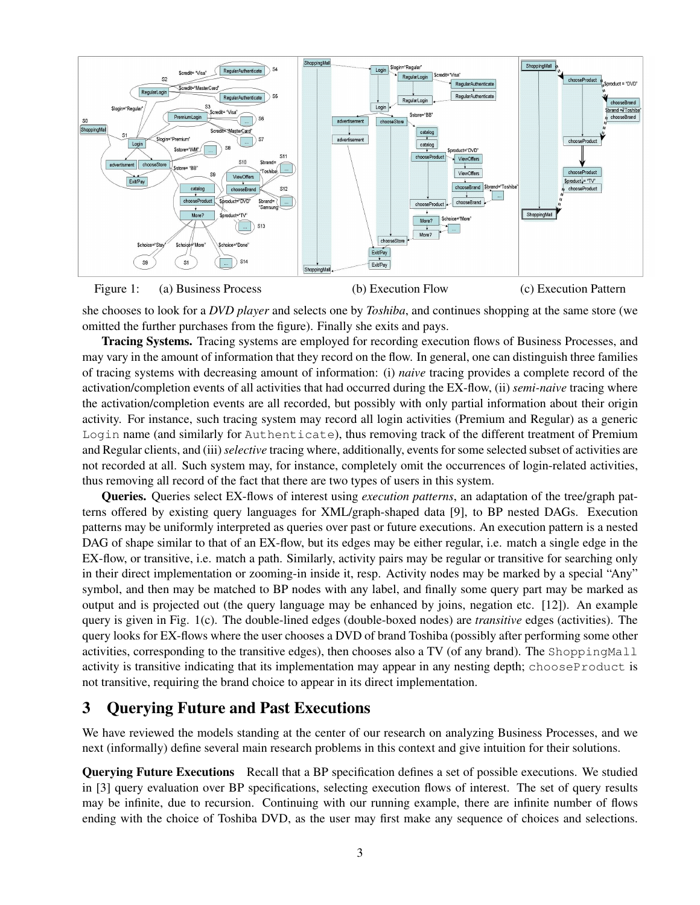Figure 1: (a) Business Process (b) Execution Flow (c) Execution Pattern

she chooses to look for a *DVD player* and selects one by *Toshiba*, and continues shopping at the same store (we omitted the further purchases from the figure). Finally she exits and pays.

**Tracing Systems.** Tracing systems are employed for recording execution flows of Business Processes, and may vary in the amount of information that they record on the flow. In general, one can distinguish three families of tracing systems with decreasing amount of information: (i) *naive* tracing provides a complete record of the activation/completion events of all activities that had occurred during the EX-flow, (ii) *semi-naive* tracing where the activation/completion events are all recorded, but possibly with only partial information about their origin activity. For instance, such tracing system may record all login activities (Premium and Regular) as a generic `Login` name (and similarly for `Authenticate`), thus removing track of the different treatment of Premium and Regular clients, and (iii) *selective* tracing where, additionally, events for some selected subset of activities are not recorded at all. Such system may, for instance, completely omit the occurrences of login-related activities, thus removing all record of the fact that there are two types of users in this system.

**Queries.** Queries select EX-flows of interest using *execution patterns*, an adaptation of the tree/graph patterns offered by existing query languages for XML/graph-shaped data [9], to BP nested DAGs. Execution patterns may be uniformly interpreted as queries over past or future executions. An execution pattern is a nested DAG of shape similar to that of an EX-flow, but its edges may be either regular, i.e. match a single edge in the EX-flow, or transitive, i.e. match a path. Similarly, activity pairs may be regular or transitive for searching only in their direct implementation or zooming-in inside it, resp. Activity nodes may be marked by a special "Any" symbol, and then may be matched to BP nodes with any label, and finally some query part may be marked as output and is projected out (the query language may be enhanced by joins, negation etc. [12]). An example query is given in Fig. 1(c). The double-lined edges (double-boxed nodes) are *transitive* edges (activities). The query looks for EX-flows where the user chooses a DVD of brand Toshiba (possibly after performing some other activities, corresponding to the transitive edges), then chooses also a TV (of any brand). The `ShoppingMall` activity is transitive indicating that its implementation may appear in any nesting depth; `chooseProduct` is not transitive, requiring the brand choice to appear in its direct implementation.

## 3 Querying Future and Past Executions

We have reviewed the models standing at the center of our research on analyzing Business Processes, and we next (informally) define several main research problems in this context and give intuition for their solutions.

**Querying Future Executions** Recall that a BP specification defines a set of possible executions. We studied in [3] query evaluation over BP specifications, selecting execution flows of interest. The set of query results may be infinite, due to recursion. Continuing with our running example, there are infinite number of flows ending with the choice of Toshiba DVD, as the user may first make any sequence of choices and selections.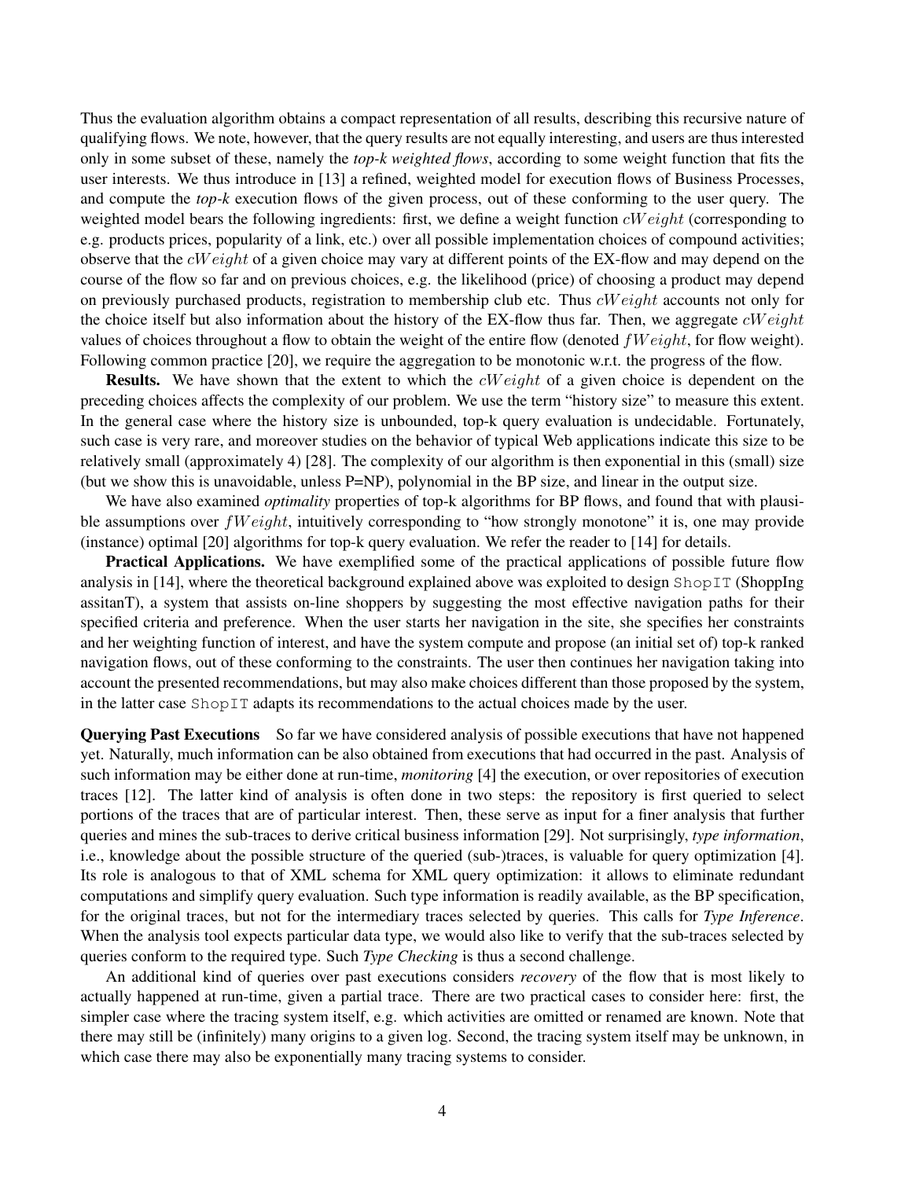Thus the evaluation algorithm obtains a compact representation of all results, describing this recursive nature of qualifying flows. We note, however, that the query results are not equally interesting, and users are thus interested only in some subset of these, namely the *top-k weighted flows*, according to some weight function that fits the user interests. We thus introduce in [13] a refined, weighted model for execution flows of Business Processes, and compute the *top-k* execution flows of the given process, out of these conforming to the user query. The weighted model bears the following ingredients: first, we define a weight function $cWeight$ (corresponding to e.g. products prices, popularity of a link, etc.) over all possible implementation choices of compound activities; observe that the $cWeight$ of a given choice may vary at different points of the EX-flow and may depend on the course of the flow so far and on previous choices, e.g. the likelihood (price) of choosing a product may depend on previously purchased products, registration to membership club etc. Thus $cWeight$ accounts not only for the choice itself but also information about the history of the EX-flow thus far. Then, we aggregate $cWeight$ values of choices throughout a flow to obtain the weight of the entire flow (denoted $fWeight$, for flow weight). Following common practice [20], we require the aggregation to be monotonic w.r.t. the progress of the flow.

**Results.** We have shown that the extent to which the $cWeight$ of a given choice is dependent on the preceding choices affects the complexity of our problem. We use the term "history size" to measure this extent. In the general case where the history size is unbounded, top-k query evaluation is undecidable. Fortunately, such case is very rare, and moreover studies on the behavior of typical Web applications indicate this size to be relatively small (approximately 4) [28]. The complexity of our algorithm is then exponential in this (small) size (but we show this is unavoidable, unless P=NP), polynomial in the BP size, and linear in the output size.

We have also examined *optimality* properties of top-k algorithms for BP flows, and found that with plausible assumptions over $fWeight$, intuitively corresponding to "how strongly monotone" it is, one may provide (instance) optimal [20] algorithms for top-k query evaluation. We refer the reader to [14] for details.

**Practical Applications.** We have exemplified some of the practical applications of possible future flow analysis in [14], where the theoretical background explained above was exploited to design `ShopIT` (ShoppIng assitanT), a system that assists on-line shoppers by suggesting the most effective navigation paths for their specified criteria and preference. When the user starts her navigation in the site, she specifies her constraints and her weighting function of interest, and have the system compute and propose (an initial set of) top-k ranked navigation flows, out of these conforming to the constraints. The user then continues her navigation taking into account the presented recommendations, but may also make choices different than those proposed by the system, in the latter case `ShopIT` adapts its recommendations to the actual choices made by the user.

**Querying Past Executions** So far we have considered analysis of possible executions that have not happened yet. Naturally, much information can be also obtained from executions that had occurred in the past. Analysis of such information may be either done at run-time, *monitoring* [4] the execution, or over repositories of execution traces [12]. The latter kind of analysis is often done in two steps: the repository is first queried to select portions of the traces that are of particular interest. Then, these serve as input for a finer analysis that further queries and mines the sub-traces to derive critical business information [29]. Not surprisingly, *type information*, i.e., knowledge about the possible structure of the queried (sub-)traces, is valuable for query optimization [4]. Its role is analogous to that of XML schema for XML query optimization: it allows to eliminate redundant computations and simplify query evaluation. Such type information is readily available, as the BP specification, for the original traces, but not for the intermediary traces selected by queries. This calls for *Type Inference*. When the analysis tool expects particular data type, we would also like to verify that the sub-traces selected by queries conform to the required type. Such *Type Checking* is thus a second challenge.

An additional kind of queries over past executions considers *recovery* of the flow that is most likely to actually happened at run-time, given a partial trace. There are two practical cases to consider here: first, the simpler case where the tracing system itself, e.g. which activities are omitted or renamed are known. Note that there may still be (infinitely) many origins to a given log. Second, the tracing system itself may be unknown, in which case there may also be exponentially many tracing systems to consider.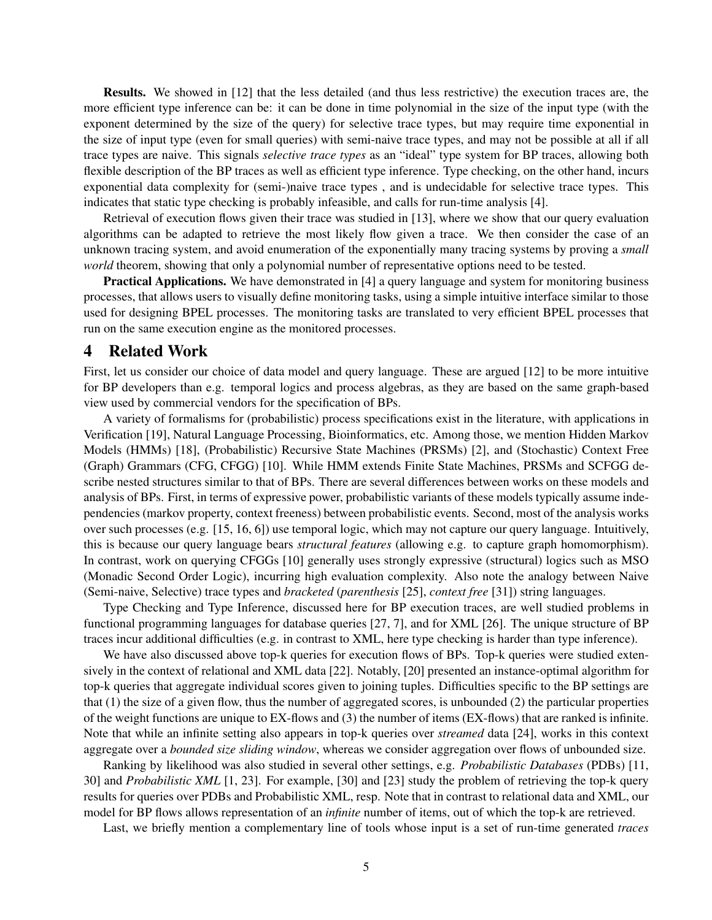**Results.** We showed in [12] that the less detailed (and thus less restrictive) the execution traces are, the more efficient type inference can be: it can be done in time polynomial in the size of the input type (with the exponent determined by the size of the query) for selective trace types, but may require time exponential in the size of input type (even for small queries) with semi-naive trace types, and may not be possible at all if all trace types are naive. This signals *selective trace types* as an "ideal" type system for BP traces, allowing both flexible description of the BP traces as well as efficient type inference. Type checking, on the other hand, incurs exponential data complexity for (semi-)naive trace types , and is undecidable for selective trace types. This indicates that static type checking is probably infeasible, and calls for run-time analysis [4].

Retrieval of execution flows given their trace was studied in [13], where we show that our query evaluation algorithms can be adapted to retrieve the most likely flow given a trace. We then consider the case of an unknown tracing system, and avoid enumeration of the exponentially many tracing systems by proving a *small world* theorem, showing that only a polynomial number of representative options need to be tested.

**Practical Applications.** We have demonstrated in [4] a query language and system for monitoring business processes, that allows users to visually define monitoring tasks, using a simple intuitive interface similar to those used for designing BPEL processes. The monitoring tasks are translated to very efficient BPEL processes that run on the same execution engine as the monitored processes.

# 4 Related Work

First, let us consider our choice of data model and query language. These are argued [12] to be more intuitive for BP developers than e.g. temporal logics and process algebras, as they are based on the same graph-based view used by commercial vendors for the specification of BPs.

A variety of formalisms for (probabilistic) process specifications exist in the literature, with applications in Verification [19], Natural Language Processing, Bioinformatics, etc. Among those, we mention Hidden Markov Models (HMMs) [18], (Probabilistic) Recursive State Machines (PRSMs) [2], and (Stochastic) Context Free (Graph) Grammars (CFG, CFGG) [10]. While HMM extends Finite State Machines, PRSMs and SCFGG describe nested structures similar to that of BPs. There are several differences between works on these models and analysis of BPs. First, in terms of expressive power, probabilistic variants of these models typically assume independencies (markov property, context freeness) between probabilistic events. Second, most of the analysis works over such processes (e.g. [15, 16, 6]) use temporal logic, which may not capture our query language. Intuitively, this is because our query language bears *structural features* (allowing e.g. to capture graph homomorphism). In contrast, work on querying CFGGs [10] generally uses strongly expressive (structural) logics such as MSO (Monadic Second Order Logic), incurring high evaluation complexity. Also note the analogy between Naive (Semi-naive, Selective) trace types and *bracketed* (*parenthesis* [25], *context free* [31]) string languages.

Type Checking and Type Inference, discussed here for BP execution traces, are well studied problems in functional programming languages for database queries [27, 7], and for XML [26]. The unique structure of BP traces incur additional difficulties (e.g. in contrast to XML, here type checking is harder than type inference).

We have also discussed above top-k queries for execution flows of BPs. Top-k queries were studied extensively in the context of relational and XML data [22]. Notably, [20] presented an instance-optimal algorithm for top-k queries that aggregate individual scores given to joining tuples. Difficulties specific to the BP settings are that (1) the size of a given flow, thus the number of aggregated scores, is unbounded (2) the particular properties of the weight functions are unique to EX-flows and (3) the number of items (EX-flows) that are ranked is infinite. Note that while an infinite setting also appears in top-k queries over *streamed* data [24], works in this context aggregate over a *bounded size sliding window*, whereas we consider aggregation over flows of unbounded size.

Ranking by likelihood was also studied in several other settings, e.g. *Probabilistic Databases* (PDBs) [11, 30] and *Probabilistic XML* [1, 23]. For example, [30] and [23] study the problem of retrieving the top-k query results for queries over PDBs and Probabilistic XML, resp. Note that in contrast to relational data and XML, our model for BP flows allows representation of an *infinite* number of items, out of which the top-k are retrieved.

Last, we briefly mention a complementary line of tools whose input is a set of run-time generated *traces*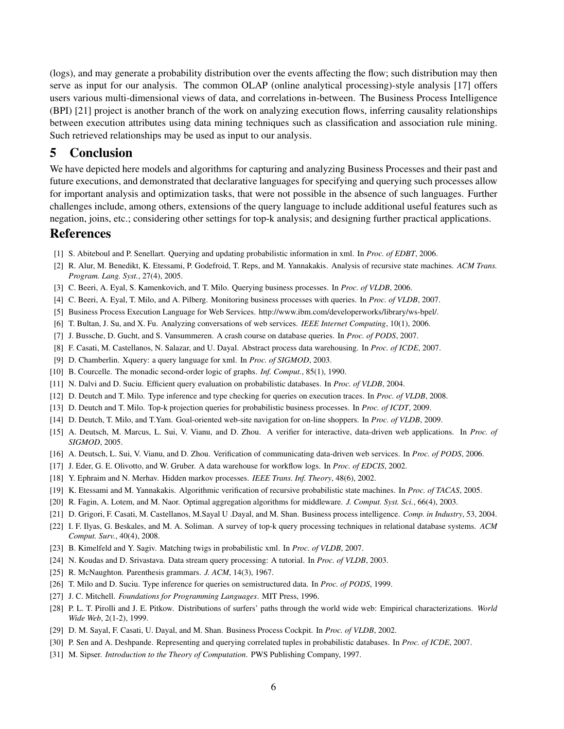(logs), and may generate a probability distribution over the events affecting the flow; such distribution may then serve as input for our analysis. The common OLAP (online analytical processing)-style analysis [17] offers users various multi-dimensional views of data, and correlations in-between. The Business Process Intelligence (BPI) [21] project is another branch of the work on analyzing execution flows, inferring causality relationships between execution attributes using data mining techniques such as classification and association rule mining. Such retrieved relationships may be used as input to our analysis.

## 5 Conclusion

We have depicted here models and algorithms for capturing and analyzing Business Processes and their past and future executions, and demonstrated that declarative languages for specifying and querying such processes allow for important analysis and optimization tasks, that were not possible in the absence of such languages. Further challenges include, among others, extensions of the query language to include additional useful features such as negation, joins, etc.; considering other settings for top-k analysis; and designing further practical applications.

## References

[1] S. Abiteboul and P. Senellart. Querying and updating probabilistic information in xml. In *Proc. of EDBT*, 2006.

[2] R. Alur, M. Benedikt, K. Etessami, P. Godefroid, T. Reps, and M. Yannakakis. Analysis of recursive state machines. *ACM Trans. Program. Lang. Syst.*, 27(4), 2005.

[3] C. Beeri, A. Eyal, S. Kamenkovich, and T. Milo. Querying business processes. In *Proc. of VLDB*, 2006.

[4] C. Beeri, A. Eyal, T. Milo, and A. Pilberg. Monitoring business processes with queries. In *Proc. of VLDB*, 2007.

[5] Business Process Execution Language for Web Services. http://www.ibm.com/developerworks/library/ws-bpel/.

[6] T. Bultan, J. Su, and X. Fu. Analyzing conversations of web services. *IEEE Internet Computing*, 10(1), 2006.

[7] J. Bussche, D. Gucht, and S. Vansummeren. A crash course on database queries. In *Proc. of PODS*, 2007.

[8] F. Casati, M. Castellanos, N. Salazar, and U. Dayal. Abstract process data warehousing. In *Proc. of ICDE*, 2007.

[9] D. Chamberlin. Xquery: a query language for xml. In *Proc. of SIGMOD*, 2003.

[10] B. Courcelle. The monadic second-order logic of graphs. *Inf. Comput.*, 85(1), 1990.

[11] N. Dalvi and D. Suciu. Efficient query evaluation on probabilistic databases. In *Proc. of VLDB*, 2004.

[12] D. Deutch and T. Milo. Type inference and type checking for queries on execution traces. In *Proc. of VLDB*, 2008.

[13] D. Deutch and T. Milo. Top-k projection queries for probabilistic business processes. In *Proc. of ICDT*, 2009.

[14] D. Deutch, T. Milo, and T.Yam. Goal-oriented web-site navigation for on-line shoppers. In *Proc. of VLDB*, 2009.

[15] A. Deutsch, M. Marcus, L. Sui, V. Vianu, and D. Zhou. A verifier for interactive, data-driven web applications. In *Proc. of SIGMOD*, 2005.

[16] A. Deutsch, L. Sui, V. Vianu, and D. Zhou. Verification of communicating data-driven web services. In *Proc. of PODS*, 2006.

[17] J. Eder, G. E. Olivotto, and W. Gruber. A data warehouse for workflow logs. In *Proc. of EDCIS*, 2002.

[18] Y. Ephraim and N. Merhav. Hidden markov processes. *IEEE Trans. Inf. Theory*, 48(6), 2002.

[19] K. Etessami and M. Yannakakis. Algorithmic verification of recursive probabilistic state machines. In *Proc. of TACAS*, 2005.

[20] R. Fagin, A. Lotem, and M. Naor. Optimal aggregation algorithms for middleware. *J. Comput. Syst. Sci.*, 66(4), 2003.

[21] D. Grigori, F. Casati, M. Castellanos, M.Sayal U .Dayal, and M. Shan. Business process intelligence. *Comp. in Industry*, 53, 2004.

[22] I. F. Ilyas, G. Beskales, and M. A. Soliman. A survey of top-k query processing techniques in relational database systems. *ACM Comput. Surv.*, 40(4), 2008.

[23] B. Kimelfeld and Y. Sagiv. Matching twigs in probabilistic xml. In *Proc. of VLDB*, 2007.

[24] N. Koudas and D. Srivastava. Data stream query processing: A tutorial. In *Proc. of VLDB*, 2003.

[25] R. McNaughton. Parenthesis grammars. *J. ACM*, 14(3), 1967.

[26] T. Milo and D. Suciu. Type inference for queries on semistructured data. In *Proc. of PODS*, 1999.

[27] J. C. Mitchell. *Foundations for Programming Languages*. MIT Press, 1996.

[28] P. L. T. Pirolli and J. E. Pitkow. Distributions of surfers' paths through the world wide web: Empirical characterizations. *World Wide Web*, 2(1-2), 1999.

[29] D. M. Sayal, F. Casati, U. Dayal, and M. Shan. Business Process Cockpit. In *Proc. of VLDB*, 2002.

[30] P. Sen and A. Deshpande. Representing and querying correlated tuples in probabilistic databases. In *Proc. of ICDE*, 2007.

[31] M. Sipser. *Introduction to the Theory of Computation*. PWS Publishing Company, 1997.